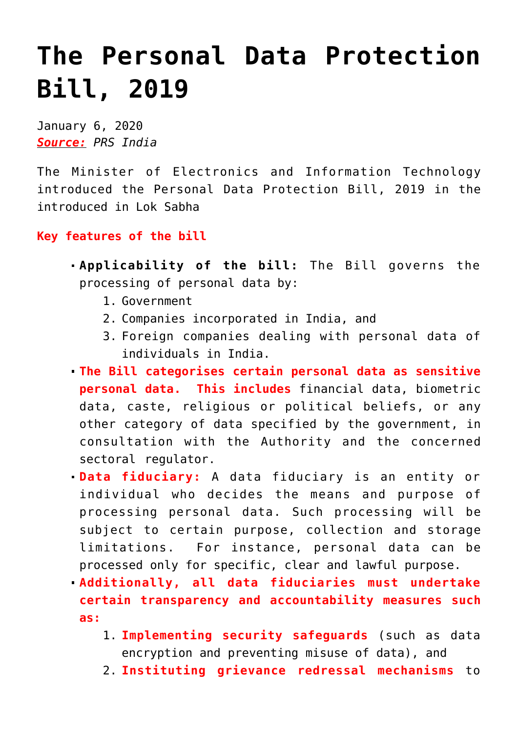# The Personal Data Protection Bill, 2019

January 6, 2020
***Source:*** *PRS India*

The Minister of Electronics and Information Technology introduced the Personal Data Protection Bill, 2019 in the introduced in Lok Sabha

**Key features of the bill**

- **Applicability of the bill:** The Bill governs the processing of personal data by:
  1. Government
  2. Companies incorporated in India, and
  3. Foreign companies dealing with personal data of individuals in India.
- **The Bill categorises certain personal data as sensitive personal data. This includes** financial data, biometric data, caste, religious or political beliefs, or any other category of data specified by the government, in consultation with the Authority and the concerned sectoral regulator.
- **Data fiduciary:** A data fiduciary is an entity or individual who decides the means and purpose of processing personal data. Such processing will be subject to certain purpose, collection and storage limitations. For instance, personal data can be processed only for specific, clear and lawful purpose.
- **Additionally, all data fiduciaries must undertake certain transparency and accountability measures such as:**
  1. **Implementing security safeguards** (such as data encryption and preventing misuse of data), and
  2. **Instituting grievance redressal mechanisms** to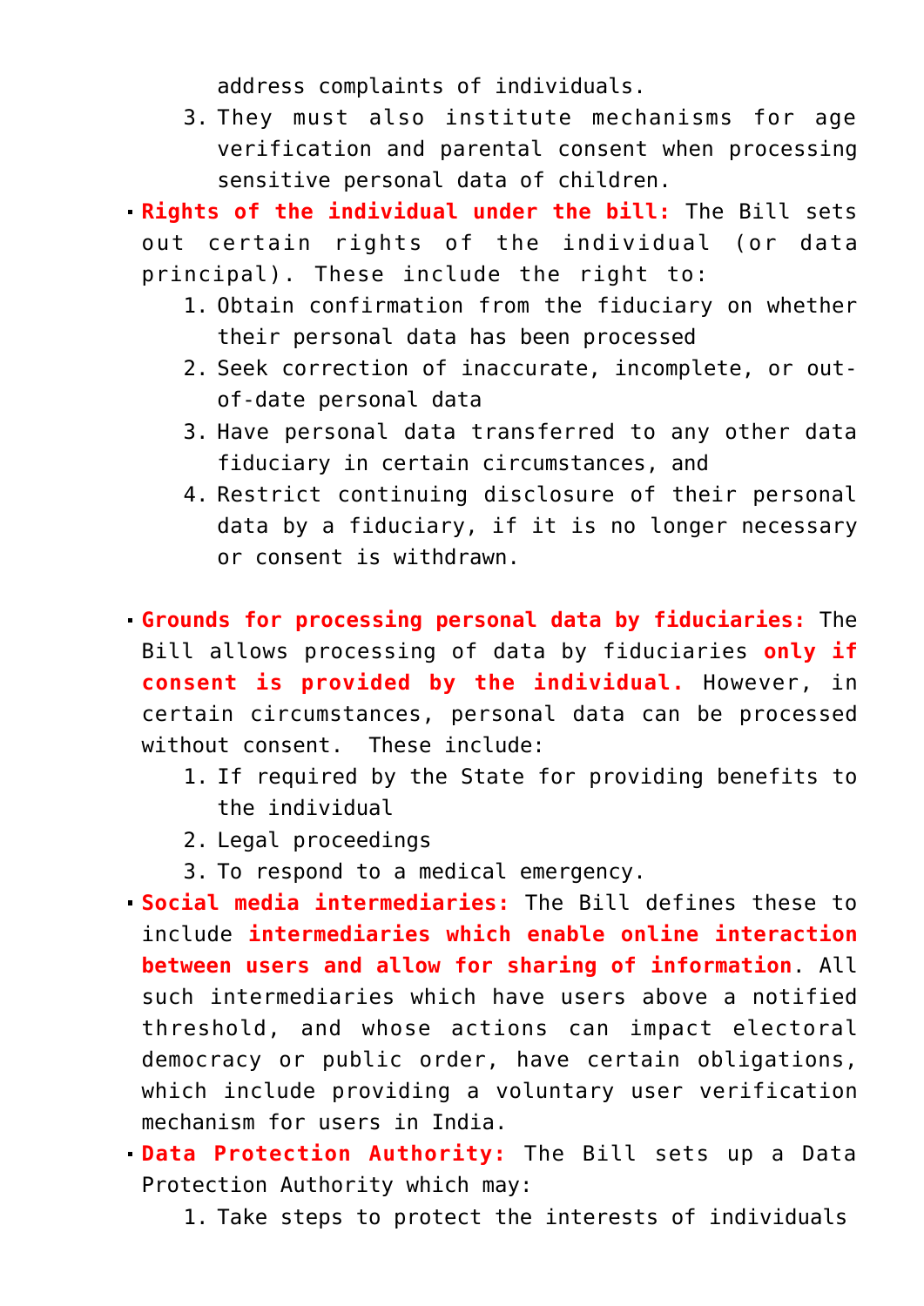address complaints of individuals.
3. They must also institute mechanisms for age verification and parental consent when processing sensitive personal data of children.

- **Rights of the individual under the bill:** The Bill sets out certain rights of the individual (or data principal). These include the right to:
    1. Obtain confirmation from the fiduciary on whether their personal data has been processed
    2. Seek correction of inaccurate, incomplete, or out-of-date personal data
    3. Have personal data transferred to any other data fiduciary in certain circumstances, and
    4. Restrict continuing disclosure of their personal data by a fiduciary, if it is no longer necessary or consent is withdrawn.

- **Grounds for processing personal data by fiduciaries:** The Bill allows processing of data by fiduciaries **only if consent is provided by the individual.** However, in certain circumstances, personal data can be processed without consent. These include:
    1. If required by the State for providing benefits to the individual
    2. Legal proceedings
    3. To respond to a medical emergency.
- **Social media intermediaries:** The Bill defines these to include **intermediaries which enable online interaction between users and allow for sharing of information**. All such intermediaries which have users above a notified threshold, and whose actions can impact electoral democracy or public order, have certain obligations, which include providing a voluntary user verification mechanism for users in India.
- **Data Protection Authority:** The Bill sets up a Data Protection Authority which may:
    1. Take steps to protect the interests of individuals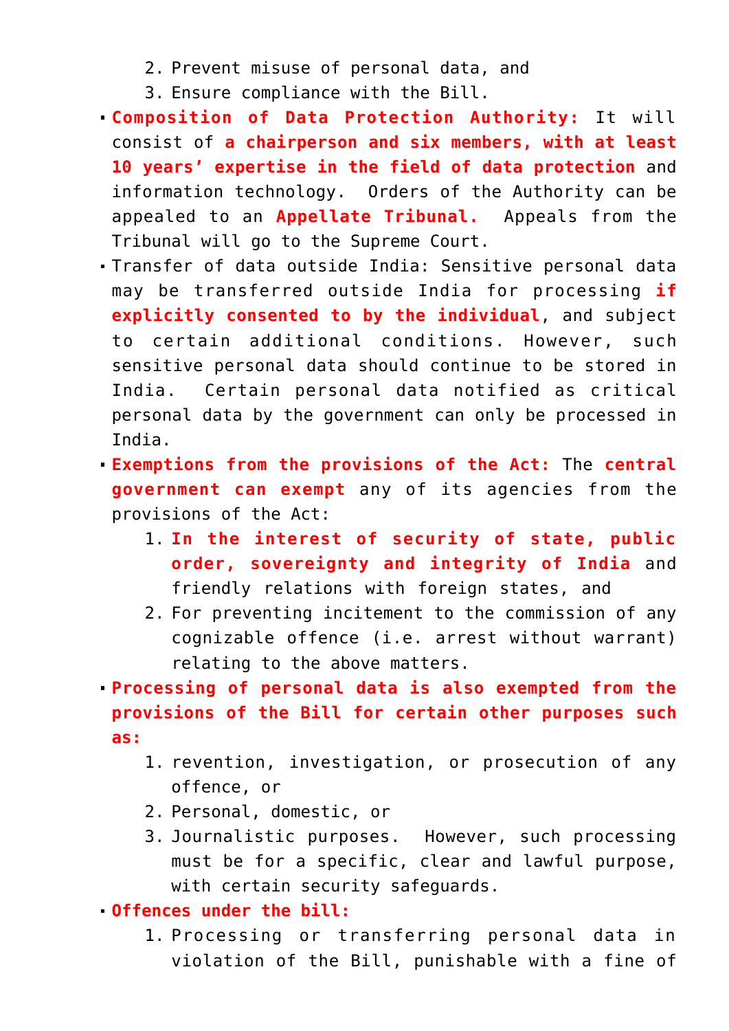2. Prevent misuse of personal data, and
3. Ensure compliance with the Bill.

- **Composition of Data Protection Authority:** It will consist of **a chairperson and six members, with at least 10 years' expertise in the field of data protection** and information technology. Orders of the Authority can be appealed to an **Appellate Tribunal.** Appeals from the Tribunal will go to the Supreme Court.
- Transfer of data outside India: Sensitive personal data may be transferred outside India for processing **if explicitly consented to by the individual**, and subject to certain additional conditions. However, such sensitive personal data should continue to be stored in India. Certain personal data notified as critical personal data by the government can only be processed in India.
- **Exemptions from the provisions of the Act:** The **central government can exempt** any of its agencies from the provisions of the Act:
  1. **In the interest of security of state, public order, sovereignty and integrity of India** and friendly relations with foreign states, and
  2. For preventing incitement to the commission of any cognizable offence (i.e. arrest without warrant) relating to the above matters.
- **Processing of personal data is also exempted from the provisions of the Bill for certain other purposes such as:**
  1. revention, investigation, or prosecution of any offence, or
  2. Personal, domestic, or
  3. Journalistic purposes. However, such processing must be for a specific, clear and lawful purpose, with certain security safeguards.
- **Offences under the bill:**
  1. Processing or transferring personal data in violation of the Bill, punishable with a fine of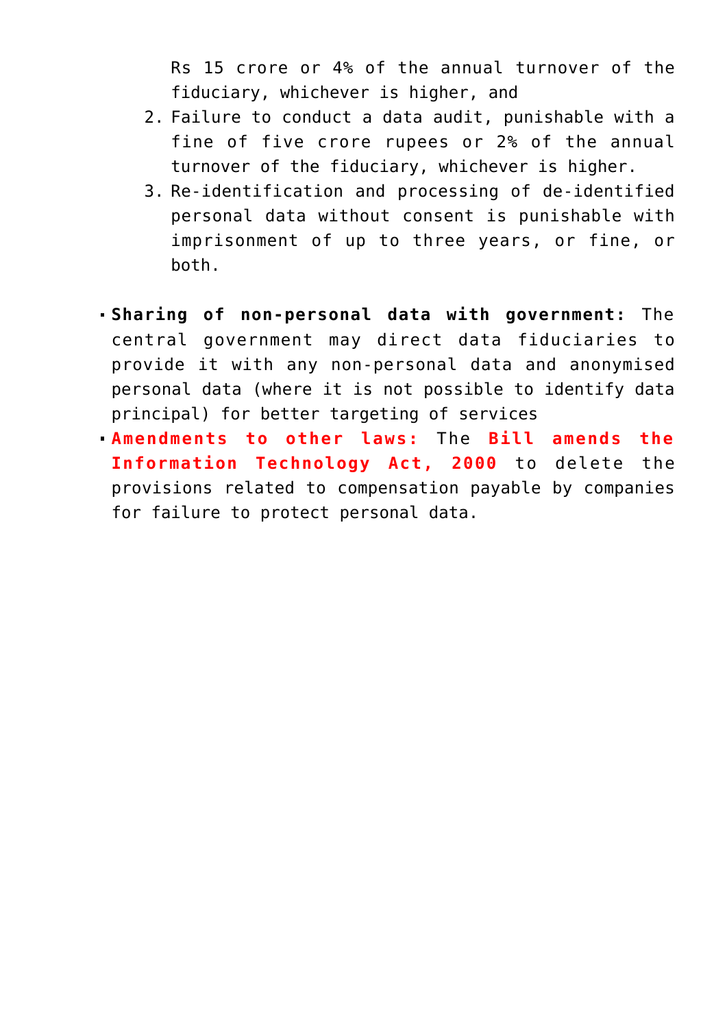Rs 15 crore or 4% of the annual turnover of the fiduciary, whichever is higher, and
2. Failure to conduct a data audit, punishable with a fine of five crore rupees or 2% of the annual turnover of the fiduciary, whichever is higher.
3. Re-identification and processing of de-identified personal data without consent is punishable with imprisonment of up to three years, or fine, or both.

- **Sharing of non-personal data with government:** The central government may direct data fiduciaries to provide it with any non-personal data and anonymised personal data (where it is not possible to identify data principal) for better targeting of services
- **Amendments to other laws:** The **Bill amends the Information Technology Act, 2000** to delete the provisions related to compensation payable by companies for failure to protect personal data.